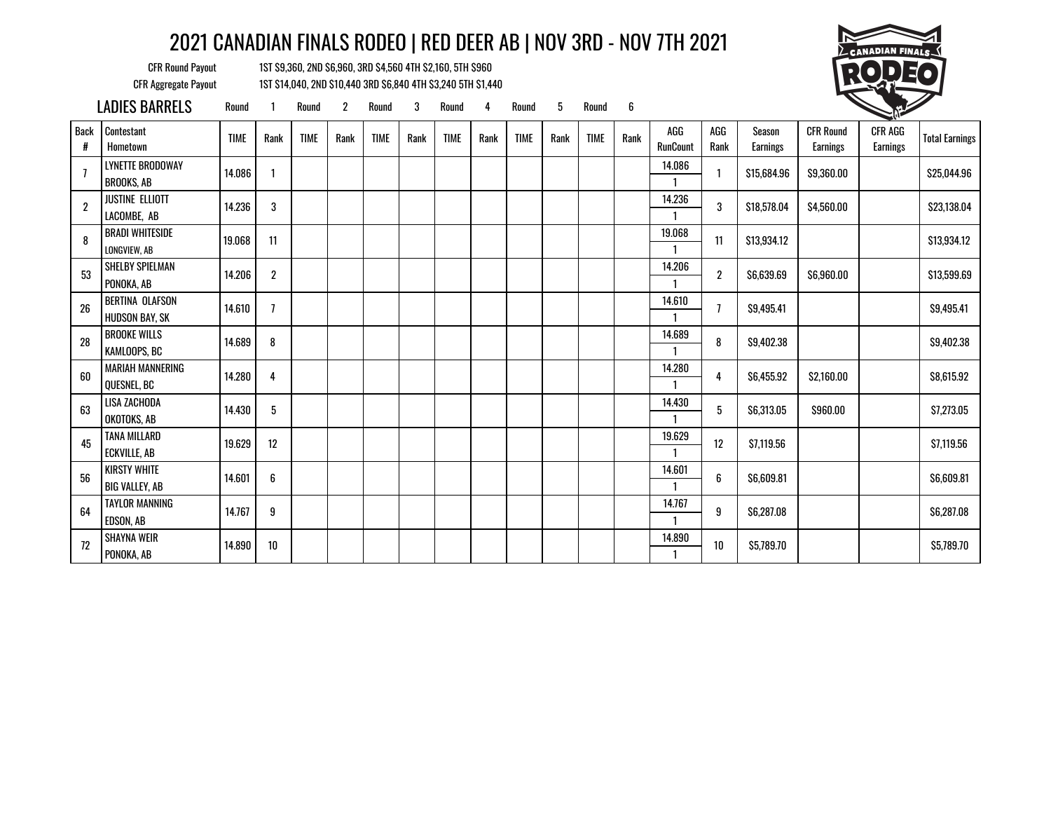# 2021 CANADIAN FINALS RODEO | RED DEER AB | NOV 3RD - NOV 7TH 2021

CFR Round Payout 1ST $9,360, 2ND $6,960, 3RD $4,560 4TH $2,160, 5TH $960

CFR Aggregate Payout 1ST $14,040, 2ND $10,440 3RD $6,840 4TH $3,240 5TH $1,440

## LADIES BARRELS

| Back # | Contestant Hometown | Round 1 TIME | Round 1 Rank | Round 2 TIME | Round 2 Rank | Round 3 TIME | Round 3 Rank | Round 4 TIME | Round 4 Rank | Round 5 TIME | Round 5 Rank | Round 6 TIME | Round 6 Rank | AGG RunCount | AGG Rank | Season Earnings | CFR Round Earnings | CFR AGG Earnings | Total Earnings |
|---|---|---|---|---|---|---|---|---|---|---|---|---|---|---|---|---|---|---|---|
| 7 | LYNETTE BRODOWAY BROOKS, AB | 14.086 | 1 | | | | | | | | | | | 14.086 1 | 1 | $15,684.96 | $9,360.00 | | $25,044.96 |
| 2 | JUSTINE ELLIOTT LACOMBE, AB | 14.236 | 3 | | | | | | | | | | | 14.236 1 | 3 | $18,578.04 | $4,560.00 | | $23,138.04 |
| 8 | BRADI WHITESIDE LONGVIEW, AB | 19.068 | 11 | | | | | | | | | | | 19.068 1 | 11 | $13,934.12 | | | $13,934.12 |
| 53 | SHELBY SPIELMAN PONOKA, AB | 14.206 | 2 | | | | | | | | | | | 14.206 1 | 2 | $6,639.69 | $6,960.00 | | $13,599.69 |
| 26 | BERTINA OLAFSON HUDSON BAY, SK | 14.610 | 7 | | | | | | | | | | | 14.610 1 | 7 | $9,495.41 | | | $9,495.41 |
| 28 | BROOKE WILLS KAMLOOPS, BC | 14.689 | 8 | | | | | | | | | | | 14.689 1 | 8 | $9,402.38 | | | $9,402.38 |
| 60 | MARIAH MANNERING QUESNEL, BC | 14.280 | 4 | | | | | | | | | | | 14.280 1 | 4 | $6,455.92 | $2,160.00 | | $8,615.92 |
| 63 | LISA ZACHODA OKOTOKS, AB | 14.430 | 5 | | | | | | | | | | | 14.430 1 | 5 | $6,313.05 | $960.00 | | $7,273.05 |
| 45 | TANA MILLARD ECKVILLE, AB | 19.629 | 12 | | | | | | | | | | | 19.629 1 | 12 | $7,119.56 | | | $7,119.56 |
| 56 | KIRSTY WHITE BIG VALLEY, AB | 14.601 | 6 | | | | | | | | | | | 14.601 1 | 6 | $6,609.81 | | | $6,609.81 |
| 64 | TAYLOR MANNING EDSON, AB | 14.767 | 9 | | | | | | | | | | | 14.767 1 | 9 | $6,287.08 | | | $6,287.08 |
| 72 | SHAYNA WEIR PONOKA, AB | 14.890 | 10 | | | | | | | | | | | 14.890 1 | 10 | $5,789.70 | | | $5,789.70 |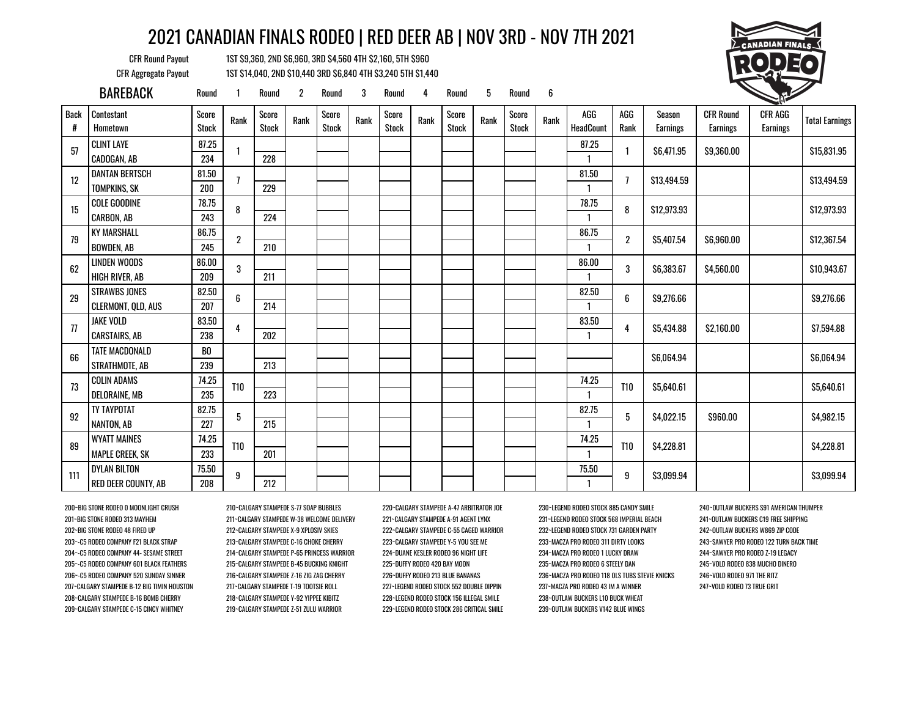# 2021 CANADIAN FINALS RODEO | RED DEER AB | NOV 3RD - NOV 7TH 2021

CFR Round Payout: 1ST $9,360, 2ND $6,960, 3RD $4,560 4TH $2,160, 5TH $960

CFR Aggregate Payout: 1ST $14,040, 2ND $10,440 3RD $6,840 4TH $3,240 5TH $1,440

## BAREBACK

| Back # | Contestant / Hometown | Round 1 Score / Stock | Round 1 Rank | Round 2 Score / Stock | Round 2 Rank | Round 3 Score / Stock | Round 3 Rank | Round 4 Score / Stock | Round 4 Rank | Round 5 Score / Stock | Round 5 Rank | Round 6 Score / Stock | Round 6 Rank | AGG HeadCount | AGG Rank | Season Earnings | CFR Round Earnings | CFR AGG Earnings | Total Earnings |
|---|---|---|---|---|---|---|---|---|---|---|---|---|---|---|---|---|---|---|---|
| 57 | CLINT LAYE | 87.25 | 1 | | | | | | | | | | | 87.25 | 1 | $6,471.95 | $9,360.00 | | $15,831.95 |
| | CADOGAN, AB | 234 | | 228 | | | | | | | | | | 1 | | | | | |
| 12 | DANTAN BERTSCH | 81.50 | 7 | | | | | | | | | | | 81.50 | 7 | $13,494.59 | | | $13,494.59 |
| | TOMPKINS, SK | 200 | | 229 | | | | | | | | | | 1 | | | | | |
| 15 | COLE GOODINE | 78.75 | 8 | | | | | | | | | | | 78.75 | 8 | $12,973.93 | | | $12,973.93 |
| | CARBON, AB | 243 | | 224 | | | | | | | | | | 1 | | | | | |
| 79 | KY MARSHALL | 86.75 | 2 | | | | | | | | | | | 86.75 | 2 | $5,407.54 | $6,960.00 | | $12,367.54 |
| | BOWDEN, AB | 245 | | 210 | | | | | | | | | | 1 | | | | | |
| 62 | LINDEN WOODS | 86.00 | 3 | | | | | | | | | | | 86.00 | 3 | $6,383.67 | $4,560.00 | | $10,943.67 |
| | HIGH RIVER, AB | 209 | | 211 | | | | | | | | | | 1 | | | | | |
| 29 | STRAWBS JONES | 82.50 | 6 | | | | | | | | | | | 82.50 | 6 | $9,276.66 | | | $9,276.66 |
| | CLERMONT, QLD, AUS | 207 | | 214 | | | | | | | | | | 1 | | | | | |
| 77 | JAKE VOLD | 83.50 | 4 | | | | | | | | | | | 83.50 | 4 | $5,434.88 | $2,160.00 | | $7,594.88 |
| | CARSTAIRS, AB | 238 | | 202 | | | | | | | | | | 1 | | | | | |
| 66 | TATE MACDONALD | BO | | | | | | | | | | | | | | $6,064.94 | | | $6,064.94 |
| | STRATHMOTE, AB | 239 | | 213 | | | | | | | | | | | | | | | |
| 73 | COLIN ADAMS | 74.25 | T10 | | | | | | | | | | | 74.25 | T10 | $5,640.61 | | | $5,640.61 |
| | DELORAINE, MB | 235 | | 223 | | | | | | | | | | 1 | | | | | |
| 92 | TY TAYPOTAT | 82.75 | 5 | | | | | | | | | | | 82.75 | 5 | $4,022.15 | $960.00 | | $4,982.15 |
| | NANTON, AB | 227 | | 215 | | | | | | | | | | 1 | | | | | |
| 89 | WYATT MAINES | 74.25 | T10 | | | | | | | | | | | 74.25 | T10 | $4,228.81 | | | $4,228.81 |
| | MAPLE CREEK, SK | 233 | | 201 | | | | | | | | | | 1 | | | | | |
| 111 | DYLAN BILTON | 75.50 | 9 | | | | | | | | | | | 75.50 | 9 | $3,099.94 | | | $3,099.94 |
| | RED DEER COUNTY, AB | 208 | | 212 | | | | | | | | | | 1 | | | | | |

200~BIG STONE RODEO 0 MOONLIGHT CRUSH
201~BIG STONE RODEO 313 MAYHEM
202~BIG STONE RODEO 48 FIRED UP
203~C5 RODEO COMPANY F21 BLACK STRAP
204~C5 RODEO COMPANY 44- SESAME STREET
205~C5 RODEO COMPANY 601 BLACK FEATHERS
206~C5 RODEO COMPANY 520 SUNDAY SINNER
207~CALGARY STAMPEDE B-12 BIG TIMIN HOUSTON
208~CALGARY STAMPEDE B-16 BOMB CHERRY
209~CALGARY STAMPEDE C-15 CINCY WHITNEY
210~CALGARY STAMPEDE S-77 SOAP BUBBLES
211~CALGARY STAMPEDE W-38 WELCOME DELIVERY
212~CALGARY STAMPEDE X-9 XPLOSIV SKIES
213~CALGARY STAMPEDE C-16 CHOKE CHERRY
214~CALGARY STAMPEDE P-65 PRINCESS WARRIOR
215~CALGARY STAMPEDE B-45 BUCKING KNIGHT
216~CALGARY STAMPEDE Z-16 ZIG ZAG CHERRY
217~CALGARY STAMPEDE T-19 TOOTSIE ROLL
218~CALGARY STAMPEDE Y-92 YIPPEE KIBITZ
219~CALGARY STAMPEDE Z-51 ZULU WARRIOR
220~CALGARY STAMPEDE A-47 ARBITRATOR JOE
221~CALGARY STAMPEDE A-91 AGENT LYNX
222~CALGARY STAMPEDE C-55 CAGED WARRIOR
223~CALGARY STAMPEDE Y-5 YOU SEE ME
224~DUANE KESLER RODEO 96 NIGHT LIFE
225~DUFFY RODEO 420 BAY MOON
226~DUFFY RODEO 213 BLUE BANANAS
227~LEGEND RODEO STOCK 552 DOUBLE DIPPIN
228~LEGEND RODEO STOCK 156 ILLEGAL SMILE
229~LEGEND RODEO STOCK 286 CRITICAL SMILE
230~LEGEND RODEO STOCK 885 CANDY SMILE
231~LEGEND RODEO STOCK 568 IMPERIAL BEACH
232~LEGEND RODEO STOCK 731 GARDEN PARTY
233~MACZA PRO RODEO 311 DIRTY LOOKS
234~MACZA PRO RODEO 1 LUCKY DRAW
235~MACZA PRO RODEO 6 STEELY DAN
236~MACZA PRO RODEO 118 OLS TUBS STEVIE KNICKS
237~MACZA PRO RODEO 43 IM A WINNER
238~OUTLAW BUCKERS L10 BUCK WHEAT
239~OUTLAW BUCKERS V142 BLUE WINGS
240~OUTLAW BUCKERS S91 AMERICAN THUMPER
241~OUTLAW BUCKERS C19 FREE SHIPPING
242~OUTLAW BUCKERS W869 ZIP CODE
243~SAWYER PRO RODEO 122 TURN BACK TIME
244~SAWYER PRO RODEO Z-19 LEGACY
245~VOLD RODEO 838 MUCHO DINERO
246~VOLD RODEO 971 THE RITZ
247~VOLD RODEO 73 TRUE GRIT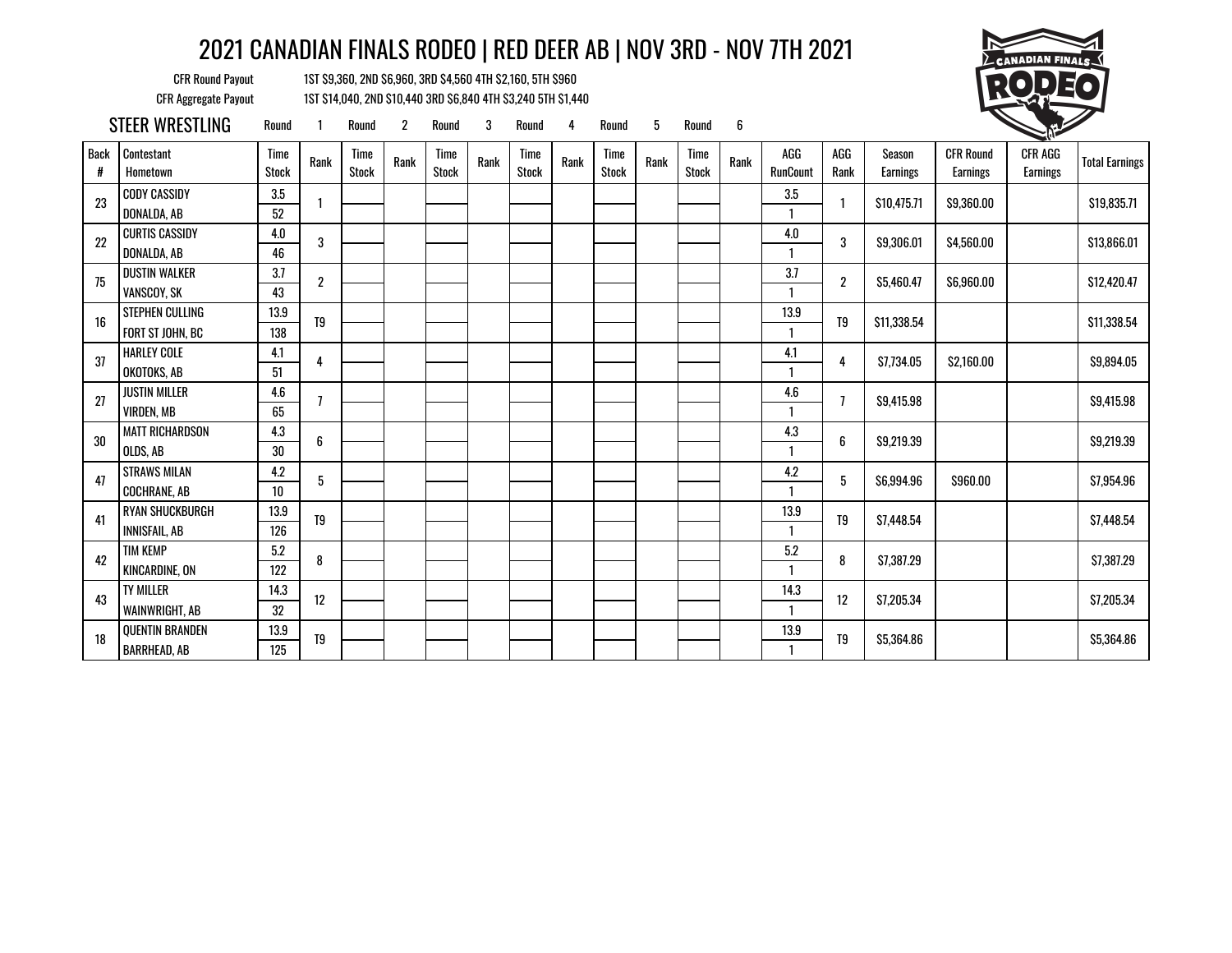# 2021 CANADIAN FINALS RODEO | RED DEER AB | NOV 3RD - NOV 7TH 2021

CFR Round Payout 1ST $9,360, 2ND $6,960, 3RD $4,560 4TH $2,160, 5TH $960

CFR Aggregate Payout 1ST $14,040, 2ND $10,440 3RD $6,840 4TH $3,240 5TH $1,440

## STEER WRESTLING

| Back # | Contestant / Hometown | Round 1 Time / Stock | Round 1 Rank | Round 2 Time / Stock | Round 2 Rank | Round 3 Time / Stock | Round 3 Rank | Round 4 Time / Stock | Round 4 Rank | Round 5 Time / Stock | Round 5 Rank | Round 6 Time / Stock | Round 6 Rank | AGG RunCount | AGG Rank | Season Earnings | CFR Round Earnings | CFR AGG Earnings | Total Earnings |
|---|---|---|---|---|---|---|---|---|---|---|---|---|---|---|---|---|---|---|---|
| 23 | CODY CASSIDY<br>DONALDA, AB | 3.5<br>52 | 1 | | | | | | | | | | | 3.5<br>1 | 1 | $10,475.71 | $9,360.00 | | $19,835.71 |
| 22 | CURTIS CASSIDY<br>DONALDA, AB | 4.0<br>46 | 3 | | | | | | | | | | | 4.0<br>1 | 3 | $9,306.01 | $4,560.00 | | $13,866.01 |
| 75 | DUSTIN WALKER<br>VANSCOY, SK | 3.7<br>43 | 2 | | | | | | | | | | | 3.7<br>1 | 2 | $5,460.47 | $6,960.00 | | $12,420.47 |
| 16 | STEPHEN CULLING<br>FORT ST JOHN, BC | 13.9<br>138 | T9 | | | | | | | | | | | 13.9<br>1 | T9 | $11,338.54 | | | $11,338.54 |
| 37 | HARLEY COLE<br>OKOTOKS, AB | 4.1<br>51 | 4 | | | | | | | | | | | 4.1<br>1 | 4 | $7,734.05 | $2,160.00 | | $9,894.05 |
| 27 | JUSTIN MILLER<br>VIRDEN, MB | 4.6<br>65 | 7 | | | | | | | | | | | 4.6<br>1 | 7 | $9,415.98 | | | $9,415.98 |
| 30 | MATT RICHARDSON<br>OLDS, AB | 4.3<br>30 | 6 | | | | | | | | | | | 4.3<br>1 | 6 | $9,219.39 | | | $9,219.39 |
| 47 | STRAWS MILAN<br>COCHRANE, AB | 4.2<br>10 | 5 | | | | | | | | | | | 4.2<br>1 | 5 | $6,994.96 | $960.00 | | $7,954.96 |
| 41 | RYAN SHUCKBURGH<br>INNISFAIL, AB | 13.9<br>126 | T9 | | | | | | | | | | | 13.9<br>1 | T9 | $7,448.54 | | | $7,448.54 |
| 42 | TIM KEMP<br>KINCARDINE, ON | 5.2<br>122 | 8 | | | | | | | | | | | 5.2<br>1 | 8 | $7,387.29 | | | $7,387.29 |
| 43 | TY MILLER<br>WAINWRIGHT, AB | 14.3<br>32 | 12 | | | | | | | | | | | 14.3<br>1 | 12 | $7,205.34 | | | $7,205.34 |
| 18 | QUENTIN BRANDEN<br>BARRHEAD, AB | 13.9<br>125 | T9 | | | | | | | | | | | 13.9<br>1 | T9 | $5,364.86 | | | $5,364.86 |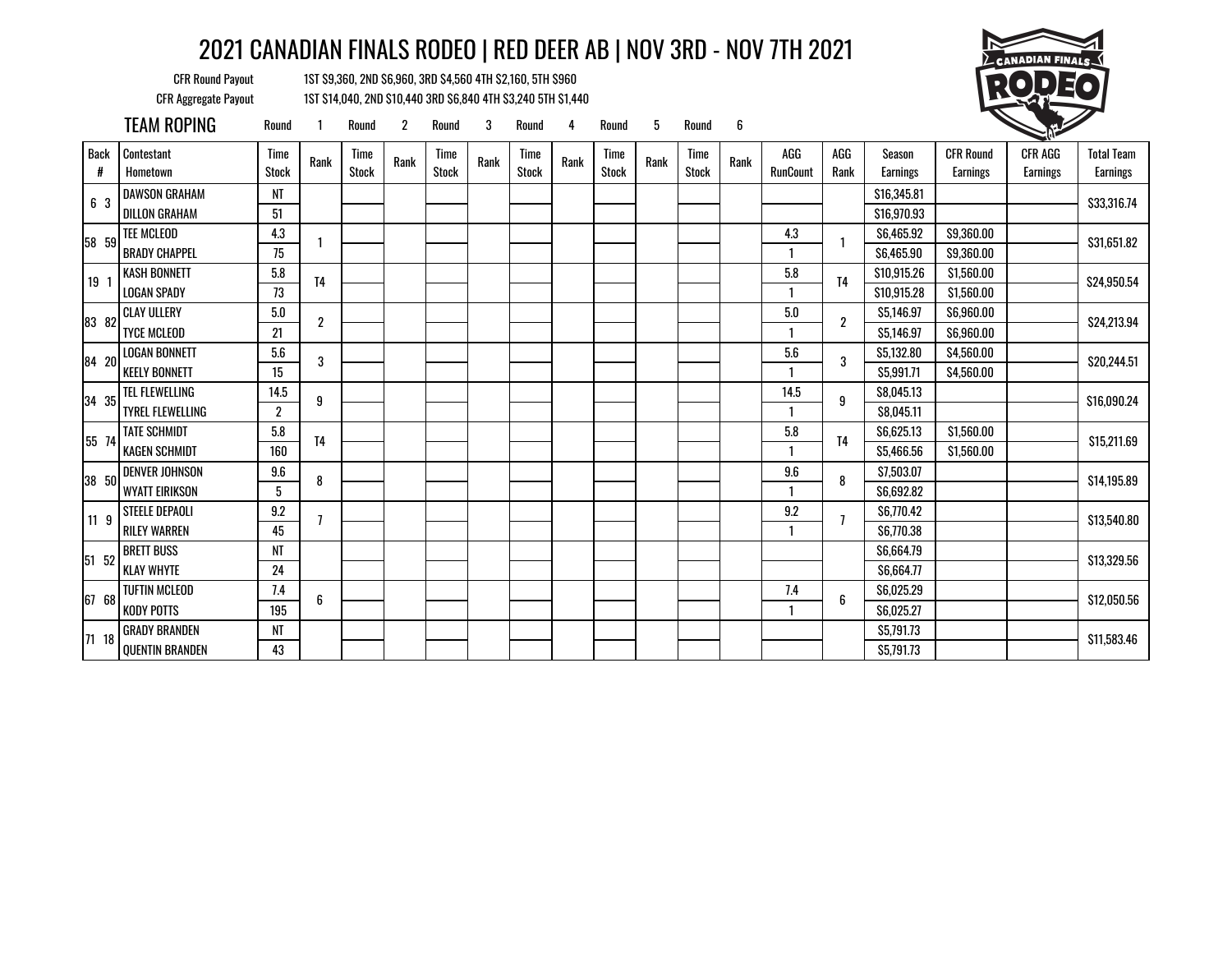# 2021 CANADIAN FINALS RODEO | RED DEER AB | NOV 3RD - NOV 7TH 2021

CFR Round Payout: 1ST $9,360, 2ND $6,960, 3RD $4,560 4TH $2,160, 5TH $960

CFR Aggregate Payout: 1ST $14,040, 2ND $10,440 3RD $6,840 4TH $3,240 5TH $1,440

## TEAM ROPING

| Back # | Contestant / Hometown | Round 1 Time / Stock | Round 1 Rank | Round 2 Time / Stock | Round 2 Rank | Round 3 Time / Stock | Round 3 Rank | Round 4 Time / Stock | Round 4 Rank | Round 5 Time / Stock | Round 5 Rank | Round 6 Time / Stock | Round 6 Rank | AGG RunCount | AGG Rank | Season Earnings | CFR Round Earnings | CFR AGG Earnings | Total Team Earnings |
|---|---|---|---|---|---|---|---|---|---|---|---|---|---|---|---|---|---|---|---|
| 6 3 | DAWSON GRAHAM | NT | | | | | | | | | | | | | | $16,345.81 | | | $33,316.74 |
| | DILLON GRAHAM | 51 | | | | | | | | | | | | | | $16,970.93 | | | |
| 58 59 | TEE MCLEOD | 4.3 | 1 | | | | | | | | | | | 4.3 | 1 | $6,465.92 | $9,360.00 | | $31,651.82 |
| | BRADY CHAPPEL | 75 | | | | | | | | | | | | 1 | | $6,465.90 | $9,360.00 | | |
| 19 1 | KASH BONNETT | 5.8 | T4 | | | | | | | | | | | 5.8 | T4 | $10,915.26 | $1,560.00 | | $24,950.54 |
| | LOGAN SPADY | 73 | | | | | | | | | | | | 1 | | $10,915.28 | $1,560.00 | | |
| 83 82 | CLAY ULLERY | 5.0 | 2 | | | | | | | | | | | 5.0 | 2 | $5,146.97 | $6,960.00 | | $24,213.94 |
| | TYCE MCLEOD | 21 | | | | | | | | | | | | 1 | | $5,146.97 | $6,960.00 | | |
| 84 20 | LOGAN BONNETT | 5.6 | 3 | | | | | | | | | | | 5.6 | 3 | $5,132.80 | $4,560.00 | | $20,244.51 |
| | KEELY BONNETT | 15 | | | | | | | | | | | | 1 | | $5,991.71 | $4,560.00 | | |
| 34 35 | TEL FLEWELLING | 14.5 | 9 | | | | | | | | | | | 14.5 | 9 | $8,045.13 | | | $16,090.24 |
| | TYREL FLEWELLING | 2 | | | | | | | | | | | | 1 | | $8,045.11 | | | |
| 55 74 | TATE SCHMIDT | 5.8 | T4 | | | | | | | | | | | 5.8 | T4 | $6,625.13 | $1,560.00 | | $15,211.69 |
| | KAGEN SCHMIDT | 160 | | | | | | | | | | | | 1 | | $5,466.56 | $1,560.00 | | |
| 38 50 | DENVER JOHNSON | 9.6 | 8 | | | | | | | | | | | 9.6 | 8 | $7,503.07 | | | $14,195.89 |
| | WYATT EIRIKSON | 5 | | | | | | | | | | | | 1 | | $6,692.82 | | | |
| 11 9 | STEELE DEPAOLI | 9.2 | 7 | | | | | | | | | | | 9.2 | 7 | $6,770.42 | | | $13,540.80 |
| | RILEY WARREN | 45 | | | | | | | | | | | | 1 | | $6,770.38 | | | |
| 51 52 | BRETT BUSS | NT | | | | | | | | | | | | | | $6,664.79 | | | $13,329.56 |
| | KLAY WHYTE | 24 | | | | | | | | | | | | | | $6,664.77 | | | |
| 67 68 | TUFTIN MCLEOD | 7.4 | 6 | | | | | | | | | | | 7.4 | 6 | $6,025.29 | | | $12,050.56 |
| | KODY POTTS | 195 | | | | | | | | | | | | 1 | | $6,025.27 | | | |
| 71 18 | GRADY BRANDEN | NT | | | | | | | | | | | | | | $5,791.73 | | | $11,583.46 |
| | QUENTIN BRANDEN | 43 | | | | | | | | | | | | | | $5,791.73 | | | |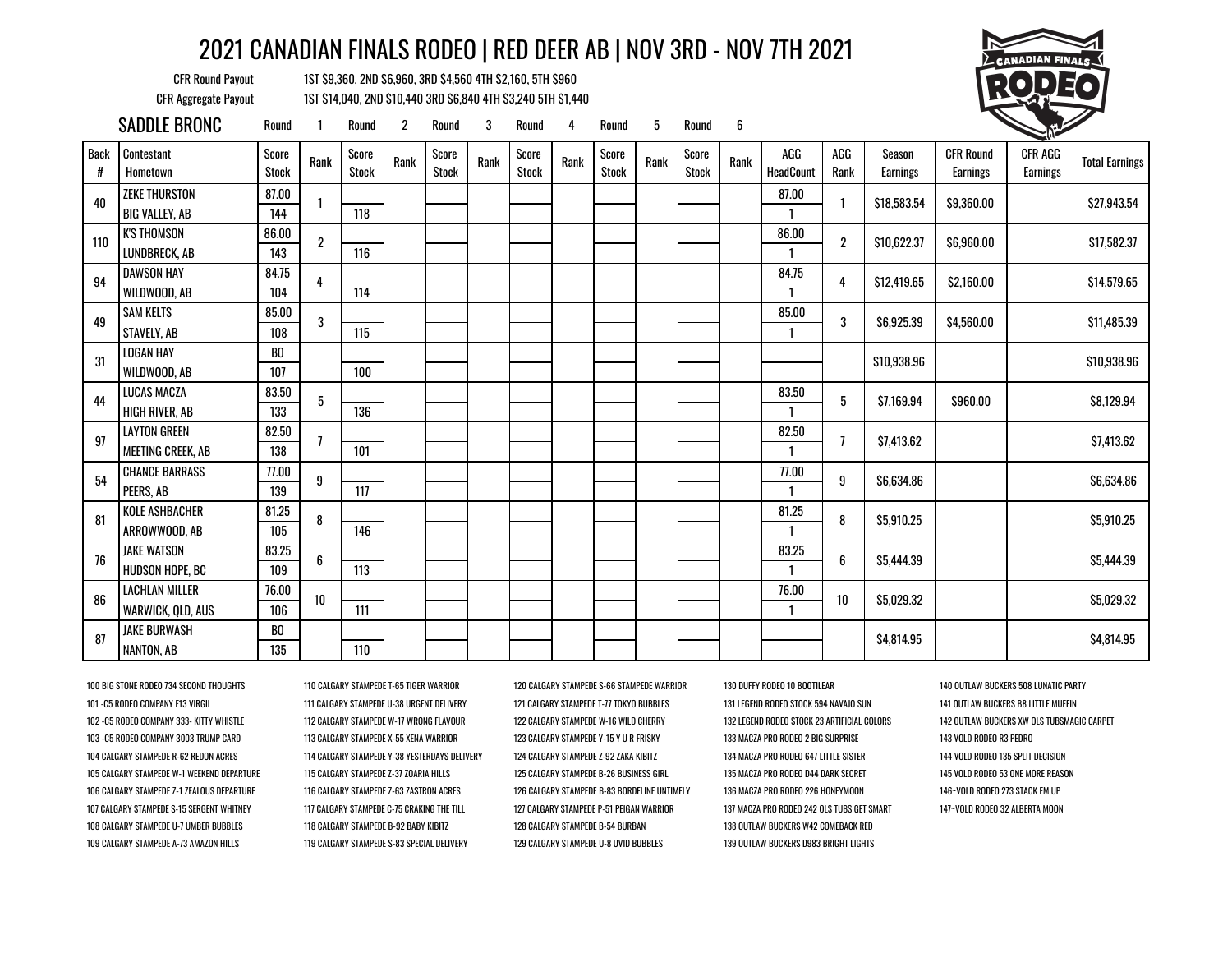# 2021 CANADIAN FINALS RODEO | RED DEER AB | NOV 3RD - NOV 7TH 2021

CFR Round Payout 1ST $9,360, 2ND $6,960, 3RD $4,560 4TH $2,160, 5TH $960

CFR Aggregate Payout 1ST $14,040, 2ND $10,440 3RD $6,840 4TH $3,240 5TH $1,440

## SADDLE BRONC

| Back # | Contestant / Hometown | Round 1 Score / Stock | Round 1 Rank | Round 2 Score / Stock | Round 2 Rank | Round 3 Score / Stock | Round 3 Rank | Round 4 Score / Stock | Round 4 Rank | Round 5 Score / Stock | Round 5 Rank | Round 6 Score / Stock | Round 6 Rank | AGG / HeadCount | AGG Rank | Season Earnings | CFR Round Earnings | CFR AGG Earnings | Total Earnings |
|---|---|---|---|---|---|---|---|---|---|---|---|---|---|---|---|---|---|---|---|
| 40 | ZEKE THURSTON / BIG VALLEY, AB | 87.00 / 144 | 1 | / 118 | | | | | | | | | | 87.00 / 1 | 1 | $18,583.54 | $9,360.00 | | $27,943.54 |
| 110 | K'S THOMSON / LUNDBRECK, AB | 86.00 / 143 | 2 | / 116 | | | | | | | | | | 86.00 / 1 | 2 | $10,622.37 | $6,960.00 | | $17,582.37 |
| 94 | DAWSON HAY / WILDWOOD, AB | 84.75 / 104 | 4 | / 114 | | | | | | | | | | 84.75 / 1 | 4 | $12,419.65 | $2,160.00 | | $14,579.65 |
| 49 | SAM KELTS / STAVELY, AB | 85.00 / 108 | 3 | / 115 | | | | | | | | | | 85.00 / 1 | 3 | $6,925.39 | $4,560.00 | | $11,485.39 |
| 31 | LOGAN HAY / WILDWOOD, AB | BO / 107 | | / 100 | | | | | | | | | | | | $10,938.96 | | | $10,938.96 |
| 44 | LUCAS MACZA / HIGH RIVER, AB | 83.50 / 133 | 5 | / 136 | | | | | | | | | | 83.50 / 1 | 5 | $7,169.94 | $960.00 | | $8,129.94 |
| 97 | LAYTON GREEN / MEETING CREEK, AB | 82.50 / 138 | 7 | / 101 | | | | | | | | | | 82.50 / 1 | 7 | $7,413.62 | | | $7,413.62 |
| 54 | CHANCE BARRASS / PEERS, AB | 77.00 / 139 | 9 | / 117 | | | | | | | | | | 77.00 / 1 | 9 | $6,634.86 | | | $6,634.86 |
| 81 | KOLE ASHBACHER / ARROWWOOD, AB | 81.25 / 105 | 8 | / 146 | | | | | | | | | | 81.25 / 1 | 8 | $5,910.25 | | | $5,910.25 |
| 76 | JAKE WATSON / HUDSON HOPE, BC | 83.25 / 109 | 6 | / 113 | | | | | | | | | | 83.25 / 1 | 6 | $5,444.39 | | | $5,444.39 |
| 86 | LACHLAN MILLER / WARWICK, QLD, AUS | 76.00 / 106 | 10 | / 111 | | | | | | | | | | 76.00 / 1 | 10 | $5,029.32 | | | $5,029.32 |
| 87 | JAKE BURWASH / NANTON, AB | BO / 135 | | / 110 | | | | | | | | | | | | $4,814.95 | | | $4,814.95 |

100 BIG STONE RODEO 734 SECOND THOUGHTS
101 -C5 RODEO COMPANY F13 VIRGIL
102 -C5 RODEO COMPANY 333- KITTY WHISTLE
103 -C5 RODEO COMPANY 3003 TRUMP CARD
104 CALGARY STAMPEDE R-62 REDON ACRES
105 CALGARY STAMPEDE W-1 WEEKEND DEPARTURE
106 CALGARY STAMPEDE Z-1 ZEALOUS DEPARTURE
107 CALGARY STAMPEDE S-15 SERGENT WHITNEY
108 CALGARY STAMPEDE U-7 UMBER BUBBLES
109 CALGARY STAMPEDE A-73 AMAZON HILLS
110 CALGARY STAMPEDE T-65 TIGER WARRIOR
111 CALGARY STAMPEDE U-38 URGENT DELIVERY
112 CALGARY STAMPEDE W-17 WRONG FLAVOUR
113 CALGARY STAMPEDE X-55 XENA WARRIOR
114 CALGARY STAMPEDE Y-38 YESTERDAYS DELIVERY
115 CALGARY STAMPEDE Z-37 ZOARIA HILLS
116 CALGARY STAMPEDE Z-63 ZASTRON ACRES
117 CALGARY STAMPEDE C-75 CRAKING THE TILL
118 CALGARY STAMPEDE B-92 BABY KIBITZ
119 CALGARY STAMPEDE S-83 SPECIAL DELIVERY
120 CALGARY STAMPEDE S-66 STAMPEDE WARRIOR
121 CALGARY STAMPEDE T-77 TOKYO BUBBLES
122 CALGARY STAMPEDE W-16 WILD CHERRY
123 CALGARY STAMPEDE Y-15 Y U R FRISKY
124 CALGARY STAMPEDE Z-92 ZAKA KIBITZ
125 CALGARY STAMPEDE B-26 BUSINESS GIRL
126 CALGARY STAMPEDE B-83 BORDELINE UNTIMELY
127 CALGARY STAMPEDE P-51 PEIGAN WARRIOR
128 CALGARY STAMPEDE B-54 BURBAN
129 CALGARY STAMPEDE U-8 UVID BUBBLES
130 DUFFY RODEO 10 BOOTILEAR
131 LEGEND RODEO STOCK 594 NAVAJO SUN
132 LEGEND RODEO STOCK 23 ARTIFICIAL COLORS
133 MACZA PRO RODEO 2 BIG SURPRISE
134 MACZA PRO RODEO 647 LITTLE SISTER
135 MACZA PRO RODEO D44 DARK SECRET
136 MACZA PRO RODEO 226 HONEYMOON
137 MACZA PRO RODEO 242 OLS TUBS GET SMART
138 OUTLAW BUCKERS W42 COMEBACK RED
139 OUTLAW BUCKERS D983 BRIGHT LIGHTS
140 OUTLAW BUCKERS 508 LUNATIC PARTY
141 OUTLAW BUCKERS B8 LITTLE MUFFIN
142 OUTLAW BUCKERS XW OLS TUBSMAGIC CARPET
143 VOLD RODEO R3 PEDRO
144 VOLD RODEO 135 SPLIT DECISION
145 VOLD RODEO 53 ONE MORE REASON
146~VOLD RODEO 273 STACK EM UP
147~VOLD RODEO 32 ALBERTA MOON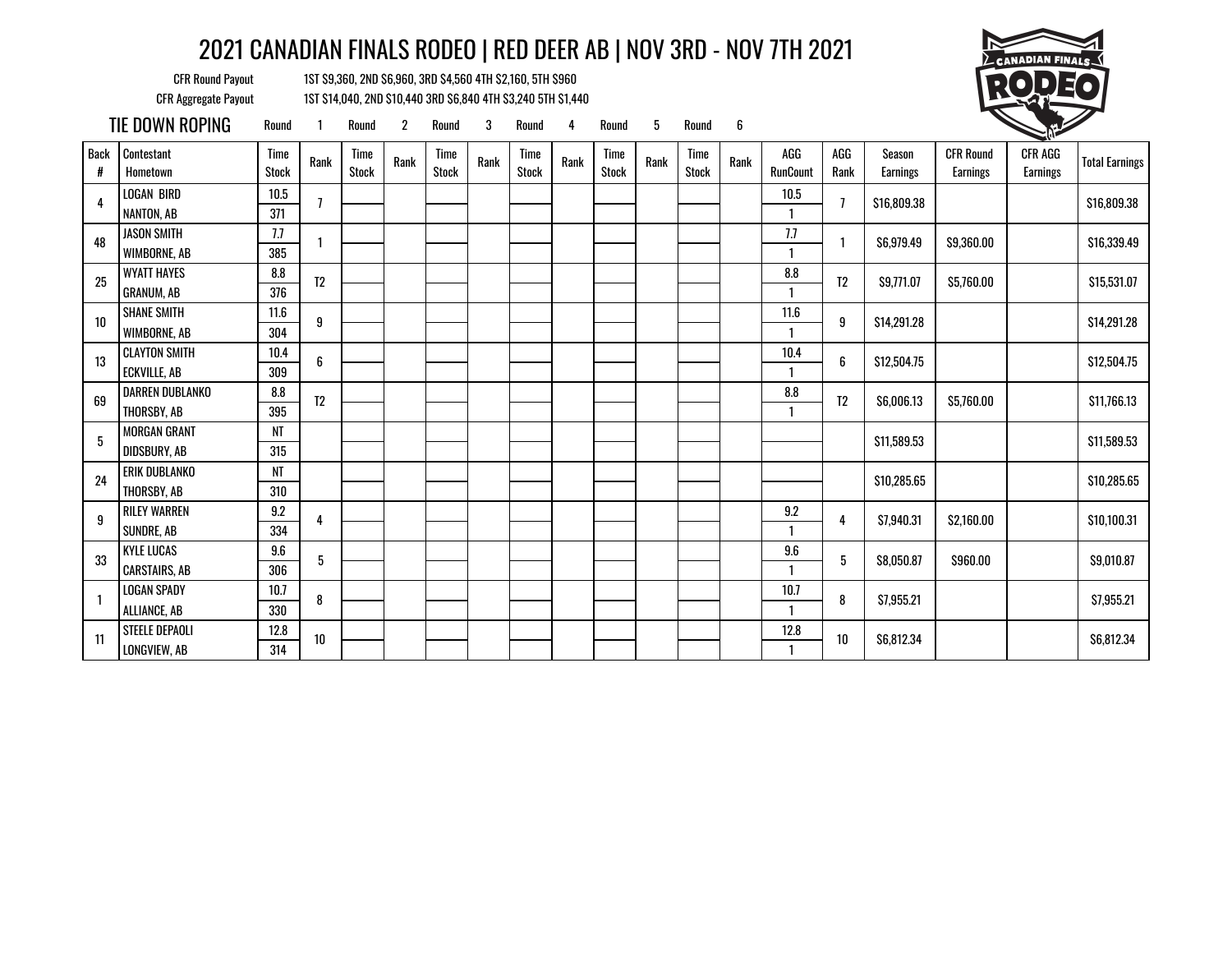# 2021 CANADIAN FINALS RODEO | RED DEER AB | NOV 3RD - NOV 7TH 2021

CFR Round Payout: 1ST $9,360, 2ND $6,960, 3RD $4,560 4TH $2,160, 5TH $960

CFR Aggregate Payout: 1ST $14,040, 2ND $10,440 3RD $6,840 4TH $3,240 5TH $1,440

## TIE DOWN ROPING

| Back # | Contestant / Hometown | Round 1 Time / Stock | Round 1 Rank | Round 2 Time / Stock | Round 2 Rank | Round 3 Time / Stock | Round 3 Rank | Round 4 Time / Stock | Round 4 Rank | Round 5 Time / Stock | Round 5 Rank | Round 6 Time / Stock | Round 6 Rank | AGG RunCount | AGG Rank | Season Earnings | CFR Round Earnings | CFR AGG Earnings | Total Earnings |
|---|---|---|---|---|---|---|---|---|---|---|---|---|---|---|---|---|---|---|---|
| 4 | LOGAN BIRD<br>NANTON, AB | 10.5<br>371 | 7 | | | | | | | | | | | 10.5<br>1 | 7 | $16,809.38 | | | $16,809.38 |
| 48 | JASON SMITH<br>WIMBORNE, AB | 7.7<br>385 | 1 | | | | | | | | | | | 7.7<br>1 | 1 | $6,979.49 | $9,360.00 | | $16,339.49 |
| 25 | WYATT HAYES<br>GRANUM, AB | 8.8<br>376 | T2 | | | | | | | | | | | 8.8<br>1 | T2 | $9,771.07 | $5,760.00 | | $15,531.07 |
| 10 | SHANE SMITH<br>WIMBORNE, AB | 11.6<br>304 | 9 | | | | | | | | | | | 11.6<br>1 | 9 | $14,291.28 | | | $14,291.28 |
| 13 | CLAYTON SMITH<br>ECKVILLE, AB | 10.4<br>309 | 6 | | | | | | | | | | | 10.4<br>1 | 6 | $12,504.75 | | | $12,504.75 |
| 69 | DARREN DUBLANKO<br>THORSBY, AB | 8.8<br>395 | T2 | | | | | | | | | | | 8.8<br>1 | T2 | $6,006.13 | $5,760.00 | | $11,766.13 |
| 5 | MORGAN GRANT<br>DIDSBURY, AB | NT<br>315 | | | | | | | | | | | | | | $11,589.53 | | | $11,589.53 |
| 24 | ERIK DUBLANKO<br>THORSBY, AB | NT<br>310 | | | | | | | | | | | | | | $10,285.65 | | | $10,285.65 |
| 9 | RILEY WARREN<br>SUNDRE, AB | 9.2<br>334 | 4 | | | | | | | | | | | 9.2<br>1 | 4 | $7,940.31 | $2,160.00 | | $10,100.31 |
| 33 | KYLE LUCAS<br>CARSTAIRS, AB | 9.6<br>306 | 5 | | | | | | | | | | | 9.6<br>1 | 5 | $8,050.87 | $960.00 | | $9,010.87 |
| 1 | LOGAN SPADY<br>ALLIANCE, AB | 10.7<br>330 | 8 | | | | | | | | | | | 10.7<br>1 | 8 | $7,955.21 | | | $7,955.21 |
| 11 | STEELE DEPAOLI<br>LONGVIEW, AB | 12.8<br>314 | 10 | | | | | | | | | | | 12.8<br>1 | 10 | $6,812.34 | | | $6,812.34 |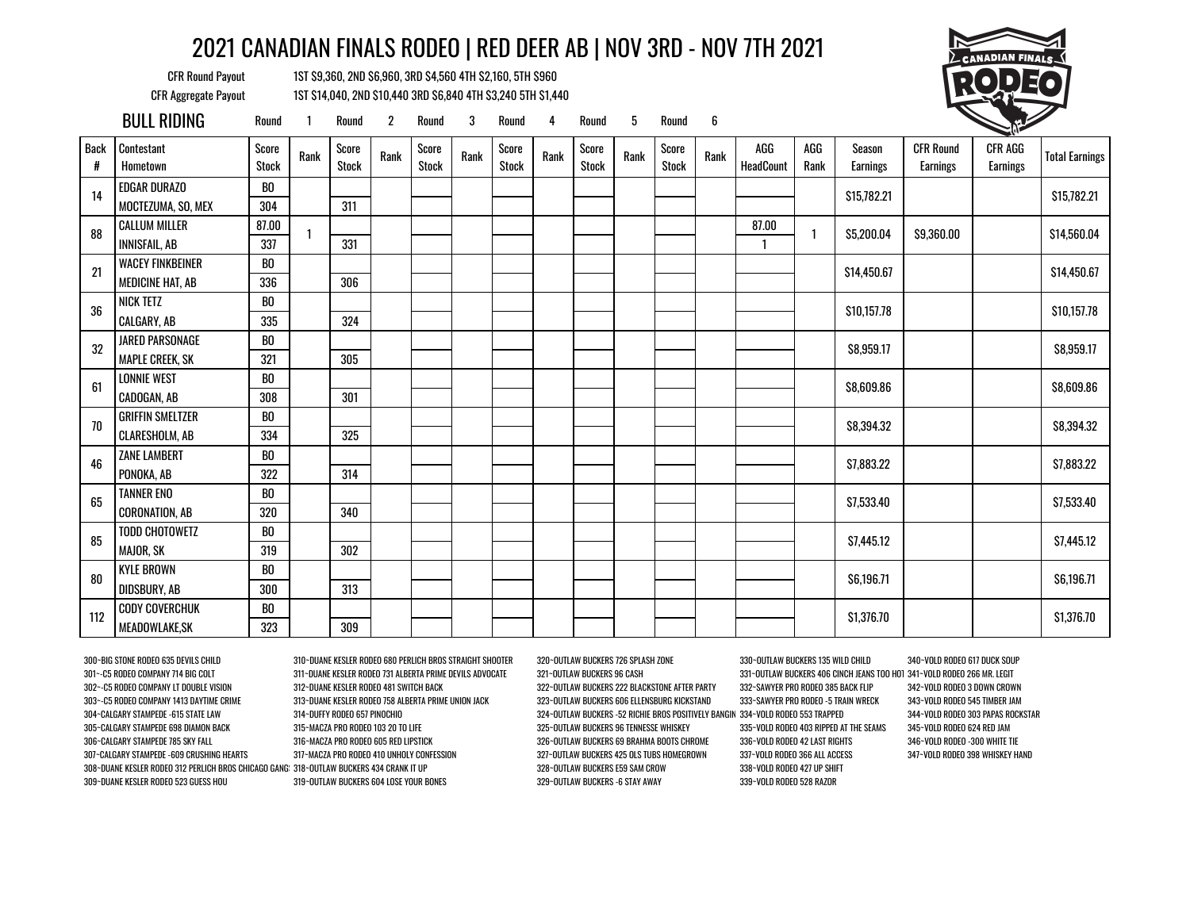# 2021 CANADIAN FINALS RODEO | RED DEER AB | NOV 3RD - NOV 7TH 2021

CFR Round Payout 1ST $9,360, 2ND $6,960, 3RD $4,560 4TH $2,160, 5TH $960

CFR Aggregate Payout 1ST $14,040, 2ND $10,440 3RD $6,840 4TH $3,240 5TH $1,440

## BULL RIDING

| Back # | Contestant / Hometown | Round 1 Score / Stock | Round 1 Rank | Round 2 Score / Stock | Round 2 Rank | Round 3 Score / Stock | Round 3 Rank | Round 4 Score / Stock | Round 4 Rank | Round 5 Score / Stock | Round 5 Rank | Round 6 Score / Stock | Round 6 Rank | AGG HeadCount | AGG Rank | Season Earnings | CFR Round Earnings | CFR AGG Earnings | Total Earnings |
|---|---|---|---|---|---|---|---|---|---|---|---|---|---|---|---|---|---|---|---|
| 14 | EDGAR DURAZO / MOCTEZUMA, SO, MEX | BO / 304 | | / 311 | | | | | | | | | | | | $15,782.21 | | | $15,782.21 |
| 88 | CALLUM MILLER / INNISFAIL, AB | 87.00 / 337 | 1 | / 331 | | | | | | | | | | 87.00 / 1 | 1 | $5,200.04 | $9,360.00 | | $14,560.04 |
| 21 | WACEY FINKBEINER / MEDICINE HAT, AB | BO / 336 | | / 306 | | | | | | | | | | | | $14,450.67 | | | $14,450.67 |
| 36 | NICK TETZ / CALGARY, AB | BO / 335 | | / 324 | | | | | | | | | | | | $10,157.78 | | | $10,157.78 |
| 32 | JARED PARSONAGE / MAPLE CREEK, SK | BO / 321 | | / 305 | | | | | | | | | | | | $8,959.17 | | | $8,959.17 |
| 61 | LONNIE WEST / CADOGAN, AB | BO / 308 | | / 301 | | | | | | | | | | | | $8,609.86 | | | $8,609.86 |
| 70 | GRIFFIN SMELTZER / CLARESHOLM, AB | BO / 334 | | / 325 | | | | | | | | | | | | $8,394.32 | | | $8,394.32 |
| 46 | ZANE LAMBERT / PONOKA, AB | BO / 322 | | / 314 | | | | | | | | | | | | $7,883.22 | | | $7,883.22 |
| 65 | TANNER ENO / CORONATION, AB | BO / 320 | | / 340 | | | | | | | | | | | | $7,533.40 | | | $7,533.40 |
| 85 | TODD CHOTOWETZ / MAJOR, SK | BO / 319 | | / 302 | | | | | | | | | | | | $7,445.12 | | | $7,445.12 |
| 80 | KYLE BROWN / DIDSBURY, AB | BO / 300 | | / 313 | | | | | | | | | | | | $6,196.71 | | | $6,196.71 |
| 112 | CODY COVERCHUK / MEADOWLAKE,SK | BO / 323 | | / 309 | | | | | | | | | | | | $1,376.70 | | | $1,376.70 |

300~BIG STONE RODEO 635 DEVILS CHILD
301~C5 RODEO COMPANY 714 BIG COLT
302~C5 RODEO COMPANY LT DOUBLE VISION
303~C5 RODEO COMPANY 1413 DAYTIME CRIME
304~CALGARY STAMPEDE -615 STATE LAW
305~CALGARY STAMPEDE 698 DIAMON BACK
306~CALGARY STAMPEDE 785 SKY FALL
307~CALGARY STAMPEDE -609 CRUSHING HEARTS
308~DUANE KESLER RODEO 312 PERLICH BROS CHICAGO GANG
309~DUANE KESLER RODEO 523 GUESS HOU
310~DUANE KESLER RODEO 680 PERLICH BROS STRAIGHT SHOOTER
311~DUANE KESLER RODEO 731 ALBERTA PRIME DEVILS ADVOCATE
312~DUANE KESLER RODEO 481 SWITCH BACK
313~DUANE KESLER RODEO 758 ALBERTA PRIME UNION JACK
314~DUFFY RODEO 657 PINOCHIO
315~MACZA PRO RODEO 103 20 TO LIFE
316~MACZA PRO RODEO 605 RED LIPSTICK
317~MACZA PRO RODEO 410 UNHOLY CONFESSION
318~OUTLAW BUCKERS 434 CRANK IT UP
319~OUTLAW BUCKERS 604 LOSE YOUR BONES
320~OUTLAW BUCKERS 726 SPLASH ZONE
321~OUTLAW BUCKERS 96 CASH
322~OUTLAW BUCKERS 222 BLACKSTONE AFTER PARTY
323~OUTLAW BUCKERS 606 ELLENSBURG KICKSTAND
324~OUTLAW BUCKERS -52 RICHIE BROS POSITIVELY BANGIN
325~OUTLAW BUCKERS 96 TENNESSE WHISKEY
326~OUTLAW BUCKERS 69 BRAHMA BOOTS CHROME
327~OUTLAW BUCKERS 425 OLS TUBS HOMEGROWN
328~OUTLAW BUCKERS E59 SAM CROW
329~OUTLAW BUCKERS -6 STAY AWAY
330~OUTLAW BUCKERS 135 WILD CHILD
331~OUTLAW BUCKERS 406 CINCH JEANS TOO HOT
332~SAWYER PRO RODEO 385 BACK FLIP
333~SAWYER PRO RODEO -5 TRAIN WRECK
334~VOLD RODEO 553 TRAPPED
335~VOLD RODEO 403 RIPPED AT THE SEAMS
336~VOLD RODEO 42 LAST RIGHTS
337~VOLD RODEO 366 ALL ACCESS
338~VOLD RODEO 427 UP SHIFT
339~VOLD RODEO 528 RAZOR
340~VOLD RODEO 617 DUCK SOUP
341~VOLD RODEO 266 MR. LEGIT
342~VOLD RODEO 3 DOWN CROWN
343~VOLD RODEO 545 TIMBER JAM
344~VOLD RODEO 303 PAPAS ROCKSTAR
345~VOLD RODEO 624 RED JAM
346~VOLD RODEO -300 WHITE TIE
347~VOLD RODEO 398 WHISKEY HAND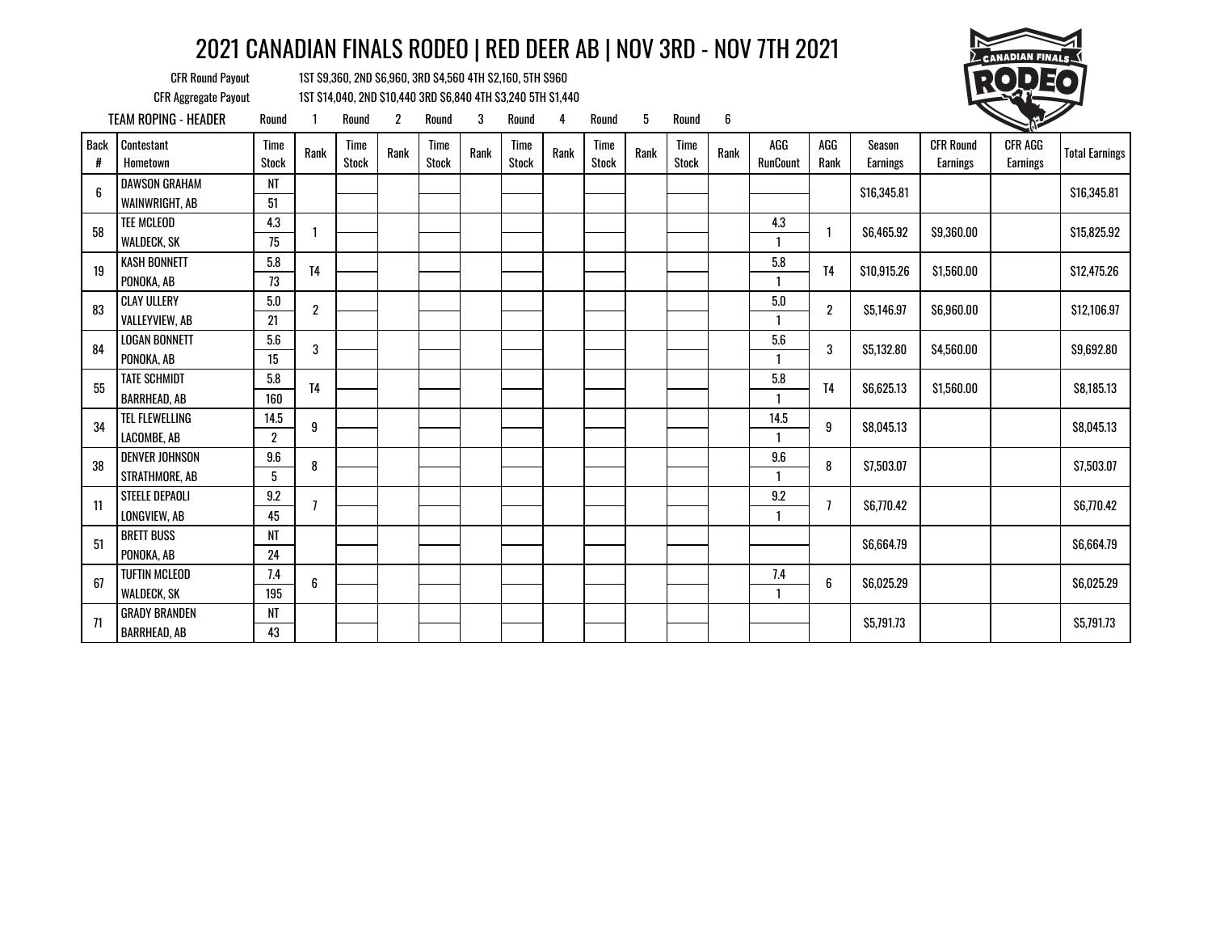# 2021 CANADIAN FINALS RODEO | RED DEER AB | NOV 3RD - NOV 7TH 2021

CFR Round Payout: 1ST $9,360, 2ND $6,960, 3RD $4,560 4TH $2,160, 5TH $960

CFR Aggregate Payout: 1ST $14,040, 2ND $10,440 3RD $6,840 4TH $3,240 5TH $1,440

TEAM ROPING - HEADER

| Back # | Contestant / Hometown | Round 1 Time / Stock | Round 1 Rank | Round 2 Time / Stock | Round 2 Rank | Round 3 Time / Stock | Round 3 Rank | Round 4 Time / Stock | Round 4 Rank | Round 5 Time / Stock | Round 5 Rank | Round 6 Time / Stock | Round 6 Rank | AGG / RunCount | AGG Rank | Season Earnings | CFR Round Earnings | CFR AGG Earnings | Total Earnings |
|---|---|---|---|---|---|---|---|---|---|---|---|---|---|---|---|---|---|---|---|
| 6 | DAWSON GRAHAM<br>WAINWRIGHT, AB | NT<br>51 | | | | | | | | | | | | | | $16,345.81 | | | $16,345.81 |
| 58 | TEE MCLEOD<br>WALDECK, SK | 4.3<br>75 | 1 | | | | | | | | | | | 4.3<br>1 | 1 | $6,465.92 | $9,360.00 | | $15,825.92 |
| 19 | KASH BONNETT<br>PONOKA, AB | 5.8<br>73 | T4 | | | | | | | | | | | 5.8<br>1 | T4 | $10,915.26 | $1,560.00 | | $12,475.26 |
| 83 | CLAY ULLERY<br>VALLEYVIEW, AB | 5.0<br>21 | 2 | | | | | | | | | | | 5.0<br>1 | 2 | $5,146.97 | $6,960.00 | | $12,106.97 |
| 84 | LOGAN BONNETT<br>PONOKA, AB | 5.6<br>15 | 3 | | | | | | | | | | | 5.6<br>1 | 3 | $5,132.80 | $4,560.00 | | $9,692.80 |
| 55 | TATE SCHMIDT<br>BARRHEAD, AB | 5.8<br>160 | T4 | | | | | | | | | | | 5.8<br>1 | T4 | $6,625.13 | $1,560.00 | | $8,185.13 |
| 34 | TEL FLEWELLING<br>LACOMBE, AB | 14.5<br>2 | 9 | | | | | | | | | | | 14.5<br>1 | 9 | $8,045.13 | | | $8,045.13 |
| 38 | DENVER JOHNSON<br>STRATHMORE, AB | 9.6<br>5 | 8 | | | | | | | | | | | 9.6<br>1 | 8 | $7,503.07 | | | $7,503.07 |
| 11 | STEELE DEPAOLI<br>LONGVIEW, AB | 9.2<br>45 | 7 | | | | | | | | | | | 9.2<br>1 | 7 | $6,770.42 | | | $6,770.42 |
| 51 | BRETT BUSS<br>PONOKA, AB | NT<br>24 | | | | | | | | | | | | | | $6,664.79 | | | $6,664.79 |
| 67 | TUFTIN MCLEOD<br>WALDECK, SK | 7.4<br>195 | 6 | | | | | | | | | | | 7.4<br>1 | 6 | $6,025.29 | | | $6,025.29 |
| 71 | GRADY BRANDEN<br>BARRHEAD, AB | NT<br>43 | | | | | | | | | | | | | | $5,791.73 | | | $5,791.73 |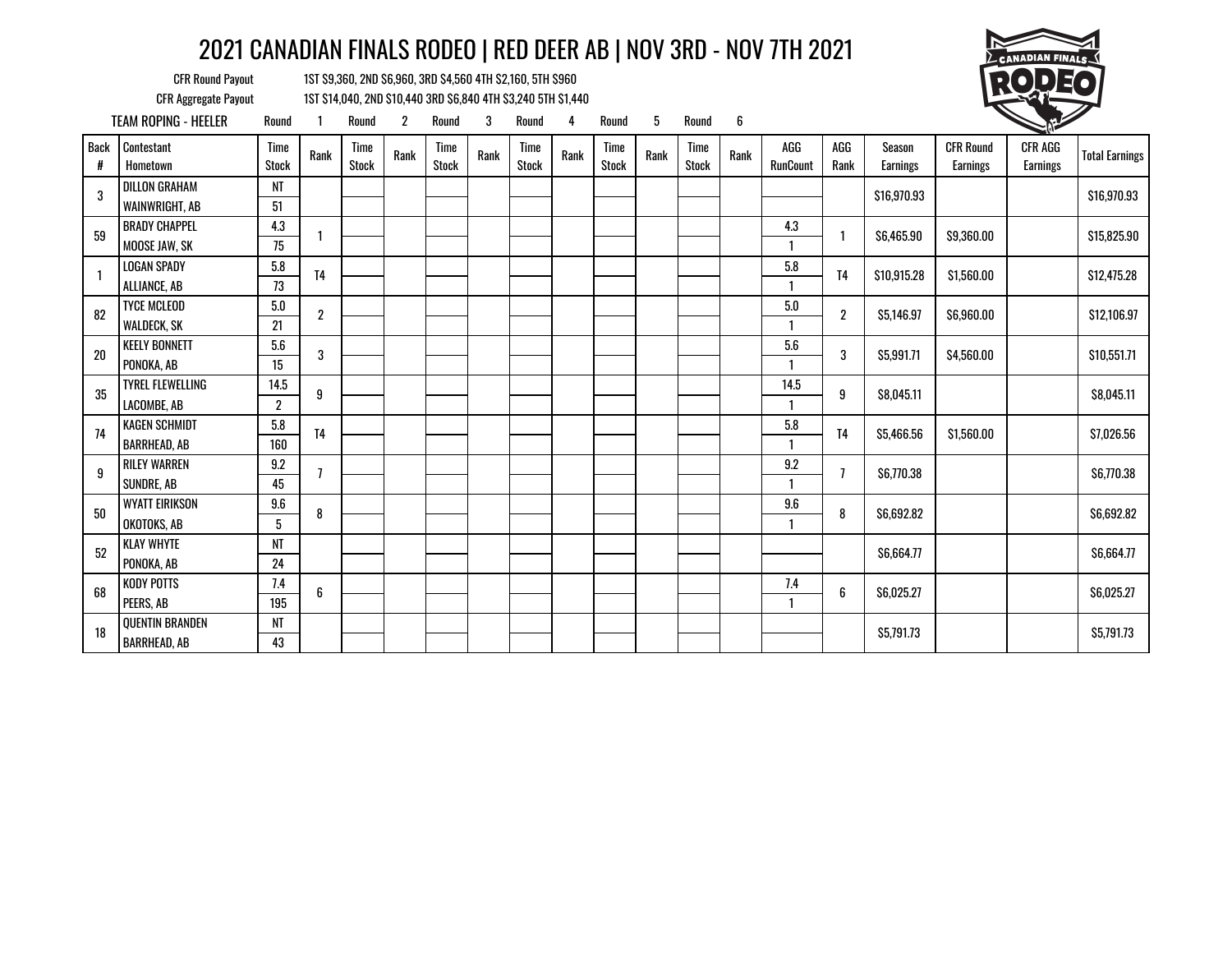# 2021 CANADIAN FINALS RODEO | RED DEER AB | NOV 3RD - NOV 7TH 2021

CFR Round Payout: 1ST $9,360, 2ND $6,960, 3RD $4,560 4TH $2,160, 5TH $960

CFR Aggregate Payout: 1ST $14,040, 2ND $10,440 3RD $6,840 4TH $3,240 5TH $1,440

TEAM ROPING - HEELER

| Back # | Contestant / Hometown | Round 1 Time / Stock | Round 1 Rank | Round 2 Time / Stock | Round 2 Rank | Round 3 Time / Stock | Round 3 Rank | Round 4 Time / Stock | Round 4 Rank | Round 5 Time / Stock | Round 5 Rank | Round 6 Time / Stock | Round 6 Rank | AGG / RunCount | AGG Rank | Season Earnings | CFR Round Earnings | CFR AGG Earnings | Total Earnings |
|---|---|---|---|---|---|---|---|---|---|---|---|---|---|---|---|---|---|---|---|
| 3 | DILLON GRAHAM / WAINWRIGHT, AB | NT / 51 | | | | | | | | | | | | | | $16,970.93 | | | $16,970.93 |
| 59 | BRADY CHAPPEL / MOOSE JAW, SK | 4.3 / 75 | 1 | | | | | | | | | | | 4.3 / 1 | 1 | $6,465.90 | $9,360.00 | | $15,825.90 |
| 1 | LOGAN SPADY / ALLIANCE, AB | 5.8 / 73 | T4 | | | | | | | | | | | 5.8 / 1 | T4 | $10,915.28 | $1,560.00 | | $12,475.28 |
| 82 | TYCE MCLEOD / WALDECK, SK | 5.0 / 21 | 2 | | | | | | | | | | | 5.0 / 1 | 2 | $5,146.97 | $6,960.00 | | $12,106.97 |
| 20 | KEELY BONNETT / PONOKA, AB | 5.6 / 15 | 3 | | | | | | | | | | | 5.6 / 1 | 3 | $5,991.71 | $4,560.00 | | $10,551.71 |
| 35 | TYREL FLEWELLING / LACOMBE, AB | 14.5 / 2 | 9 | | | | | | | | | | | 14.5 / 1 | 9 | $8,045.11 | | | $8,045.11 |
| 74 | KAGEN SCHMIDT / BARRHEAD, AB | 5.8 / 160 | T4 | | | | | | | | | | | 5.8 / 1 | T4 | $5,466.56 | $1,560.00 | | $7,026.56 |
| 9 | RILEY WARREN / SUNDRE, AB | 9.2 / 45 | 7 | | | | | | | | | | | 9.2 / 1 | 7 | $6,770.38 | | | $6,770.38 |
| 50 | WYATT EIRIKSON / OKOTOKS, AB | 9.6 / 5 | 8 | | | | | | | | | | | 9.6 / 1 | 8 | $6,692.82 | | | $6,692.82 |
| 52 | KLAY WHYTE / PONOKA, AB | NT / 24 | | | | | | | | | | | | | | $6,664.77 | | | $6,664.77 |
| 68 | KODY POTTS / PEERS, AB | 7.4 / 195 | 6 | | | | | | | | | | | 7.4 / 1 | 6 | $6,025.27 | | | $6,025.27 |
| 18 | QUENTIN BRANDEN / BARRHEAD, AB | NT / 43 | | | | | | | | | | | | | | $5,791.73 | | | $5,791.73 |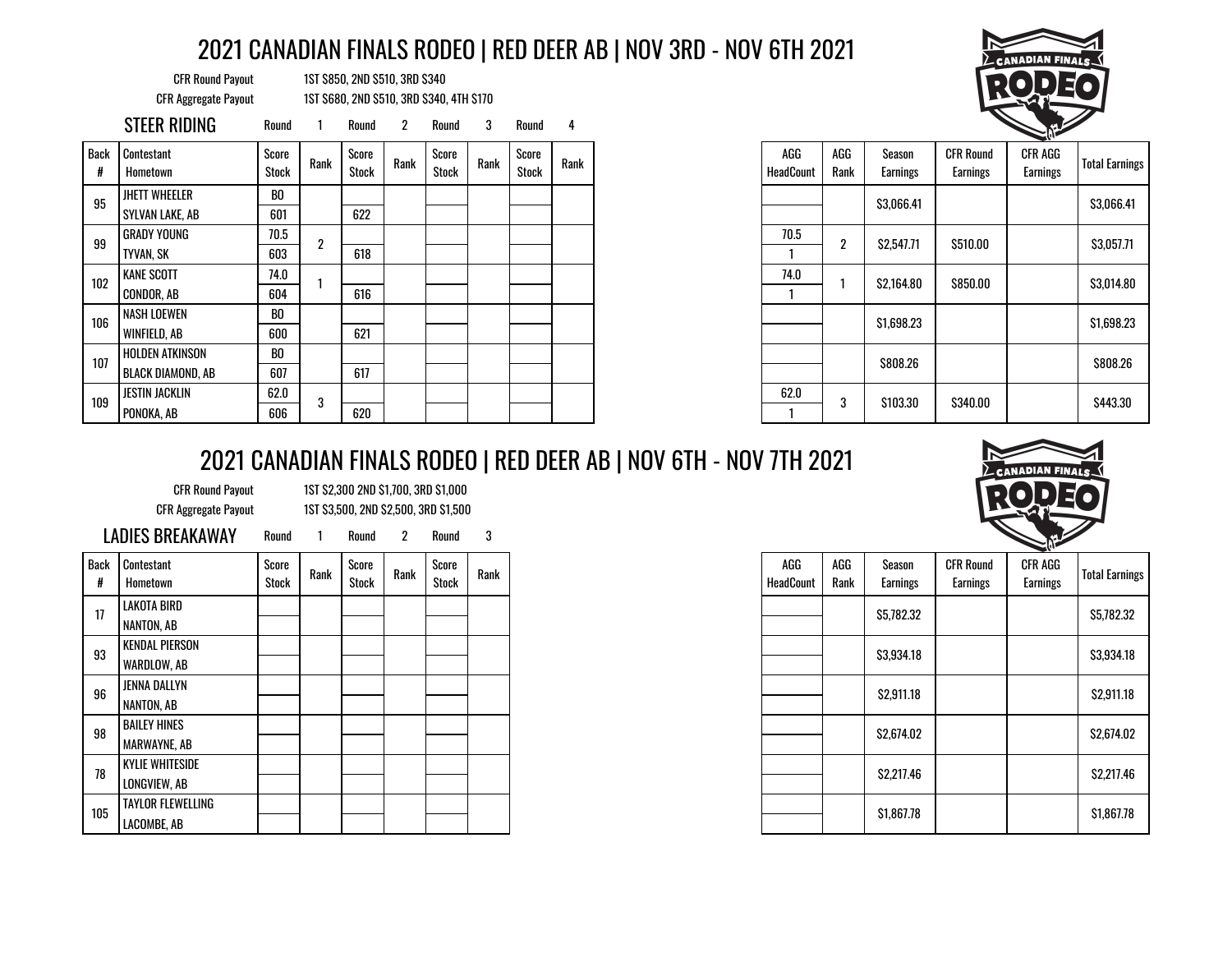# 2021 CANADIAN FINALS RODEO | RED DEER AB | NOV 3RD - NOV 6TH 2021

CFR Round Payout: 1ST $850, 2ND $510, 3RD $340

CFR Aggregate Payout: 1ST $680, 2ND $510, 3RD $340, 4TH $170

## STEER RIDING

| Back # | Contestant / Hometown | Round 1 Score / Stock | Round 1 Rank | Round 2 Score / Stock | Round 2 Rank | Round 3 Score / Stock | Round 3 Rank | Round 4 Score / Stock | Round 4 Rank | AGG / HeadCount | AGG Rank | Season Earnings | CFR Round Earnings | CFR AGG Earnings | Total Earnings |
|---|---|---|---|---|---|---|---|---|---|---|---|---|---|---|---|
| 95 | JHETT WHEELER / SYLVAN LAKE, AB | BO / 601 | | / 622 | | | | | | | | $3,066.41 | | | $3,066.41 |
| 99 | GRADY YOUNG / TYVAN, SK | 70.5 / 603 | 2 | / 618 | | | | | | 70.5 / 1 | 2 | $2,547.71 | $510.00 | | $3,057.71 |
| 102 | KANE SCOTT / CONDOR, AB | 74.0 / 604 | 1 | / 616 | | | | | | 74.0 / 1 | 1 | $2,164.80 | $850.00 | | $3,014.80 |
| 106 | NASH LOEWEN / WINFIELD, AB | BO / 600 | | / 621 | | | | | | | | $1,698.23 | | | $1,698.23 |
| 107 | HOLDEN ATKINSON / BLACK DIAMOND, AB | BO / 607 | | / 617 | | | | | | | | $808.26 | | | $808.26 |
| 109 | JESTIN JACKLIN / PONOKA, AB | 62.0 / 606 | 3 | / 620 | | | | | | 62.0 / 1 | 3 | $103.30 | $340.00 | | $443.30 |

# 2021 CANADIAN FINALS RODEO | RED DEER AB | NOV 6TH - NOV 7TH 2021

CFR Round Payout: 1ST $2,300 2ND $1,700, 3RD $1,000

CFR Aggregate Payout: 1ST $3,500, 2ND $2,500, 3RD $1,500

## LADIES BREAKAWAY

| Back # | Contestant / Hometown | Round 1 Score / Stock | Round 1 Rank | Round 2 Score / Stock | Round 2 Rank | Round 3 Score / Stock | Round 3 Rank | AGG / HeadCount | AGG Rank | Season Earnings | CFR Round Earnings | CFR AGG Earnings | Total Earnings |
|---|---|---|---|---|---|---|---|---|---|---|---|---|---|
| 17 | LAKOTA BIRD / NANTON, AB | | | | | | | | | $5,782.32 | | | $5,782.32 |
| 93 | KENDAL PIERSON / WARDLOW, AB | | | | | | | | | $3,934.18 | | | $3,934.18 |
| 96 | JENNA DALLYN / NANTON, AB | | | | | | | | | $2,911.18 | | | $2,911.18 |
| 98 | BAILEY HINES / MARWAYNE, AB | | | | | | | | | $2,674.02 | | | $2,674.02 |
| 78 | KYLIE WHITESIDE / LONGVIEW, AB | | | | | | | | | $2,217.46 | | | $2,217.46 |
| 105 | TAYLOR FLEWELLING / LACOMBE, AB | | | | | | | | | $1,867.78 | | | $1,867.78 |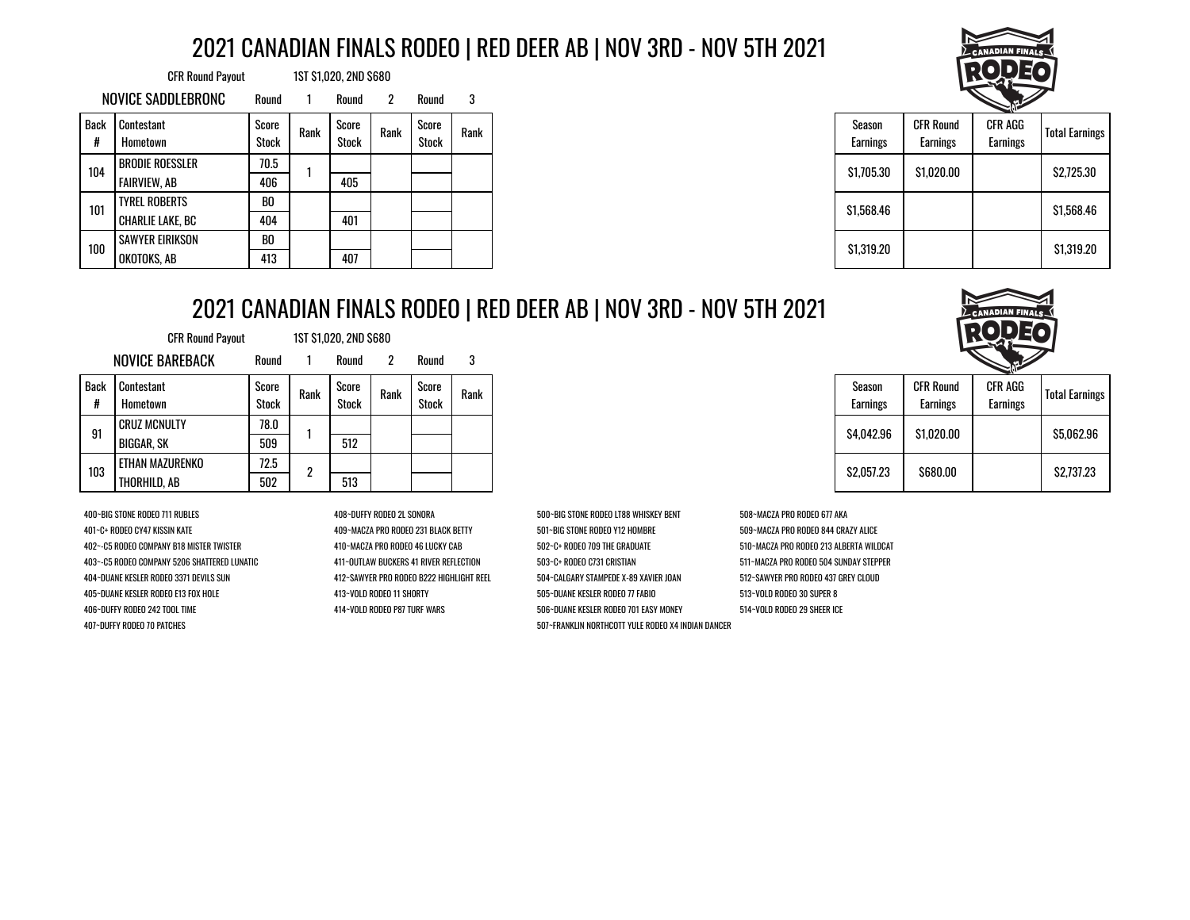# 2021 CANADIAN FINALS RODEO | RED DEER AB | NOV 3RD - NOV 5TH 2021

CFR Round Payout 1ST $1,020, 2ND $680

## NOVICE SADDLEBRONC

| Back # | Contestant / Hometown | Round 1 Score / Stock | Round 1 Rank | Round 2 Score / Stock | Round 2 Rank | Round 3 Score / Stock | Round 3 Rank | Season Earnings | CFR Round Earnings | CFR AGG Earnings | Total Earnings |
|---|---|---|---|---|---|---|---|---|---|---|---|
| 104 | BRODIE ROESSLER / FAIRVIEW, AB | 70.5 / 406 | 1 | / 405 | | | | $1,705.30 | $1,020.00 | | $2,725.30 |
| 101 | TYREL ROBERTS / CHARLIE LAKE, BC | BO / 404 | | / 401 | | | | $1,568.46 | | | $1,568.46 |
| 100 | SAWYER EIRIKSON / OKOTOKS, AB | BO / 413 | | / 407 | | | | $1,319.20 | | | $1,319.20 |

# 2021 CANADIAN FINALS RODEO | RED DEER AB | NOV 3RD - NOV 5TH 2021

CFR Round Payout 1ST $1,020, 2ND $680

## NOVICE BAREBACK

| Back # | Contestant / Hometown | Round 1 Score / Stock | Round 1 Rank | Round 2 Score / Stock | Round 2 Rank | Round 3 Score / Stock | Round 3 Rank | Season Earnings | CFR Round Earnings | CFR AGG Earnings | Total Earnings |
|---|---|---|---|---|---|---|---|---|---|---|---|
| 91 | CRUZ MCNULTY / BIGGAR, SK | 78.0 / 509 | 1 | / 512 | | | | $4,042.96 | $1,020.00 | | $5,062.96 |
| 103 | ETHAN MAZURENKO / THORHILD, AB | 72.5 / 502 | 2 | / 513 | | | | $2,057.23 | $680.00 | | $2,737.23 |

400~BIG STONE RODEO 711 RUBLES
401~C+ RODEO CY47 KISSIN KATE
402~-C5 RODEO COMPANY B18 MISTER TWISTER
403~-C5 RODEO COMPANY 520G SHATTERED LUNATIC
404~DUANE KESLER RODEO 3371 DEVILS SUN
405~DUANE KESLER RODEO E13 FOX HOLE
406~DUFFY RODEO 242 TOOL TIME
407~DUFFY RODEO 70 PATCHES
408~DUFFY RODEO 2L SONORA
409~MACZA PRO RODEO 231 BLACK BETTY
410~MACZA PRO RODEO 46 LUCKY CAB
411~OUTLAW BUCKERS 41 RIVER REFLECTION
412~SAWYER PRO RODEO B222 HIGHLIGHT REEL
413~VOLD RODEO 11 SHORTY
414~VOLD RODEO P87 TURF WARS
500~BIG STONE RODEO LT88 WHISKEY BENT
501~BIG STONE RODEO Y12 HOMBRE
502~C+ RODEO 709 THE GRADUATE
503~C+ RODEO C731 CRISTIAN
504~CALGARY STAMPEDE X-89 XAVIER JOAN
505~DUANE KESLER RODEO 77 FABIO
506~DUANE KESLER RODEO 701 EASY MONEY
507~FRANKLIN NORTHCOTT YULE RODEO X4 INDIAN DANCER
508~MACZA PRO RODEO 677 AKA
509~MACZA PRO RODEO 844 CRAZY ALICE
510~MACZA PRO RODEO 213 ALBERTA WILDCAT
511~MACZA PRO RODEO 504 SUNDAY STEPPER
512~SAWYER PRO RODEO 437 GREY CLOUD
513~VOLD RODEO 30 SUPER 8
514~VOLD RODEO 29 SHEER ICE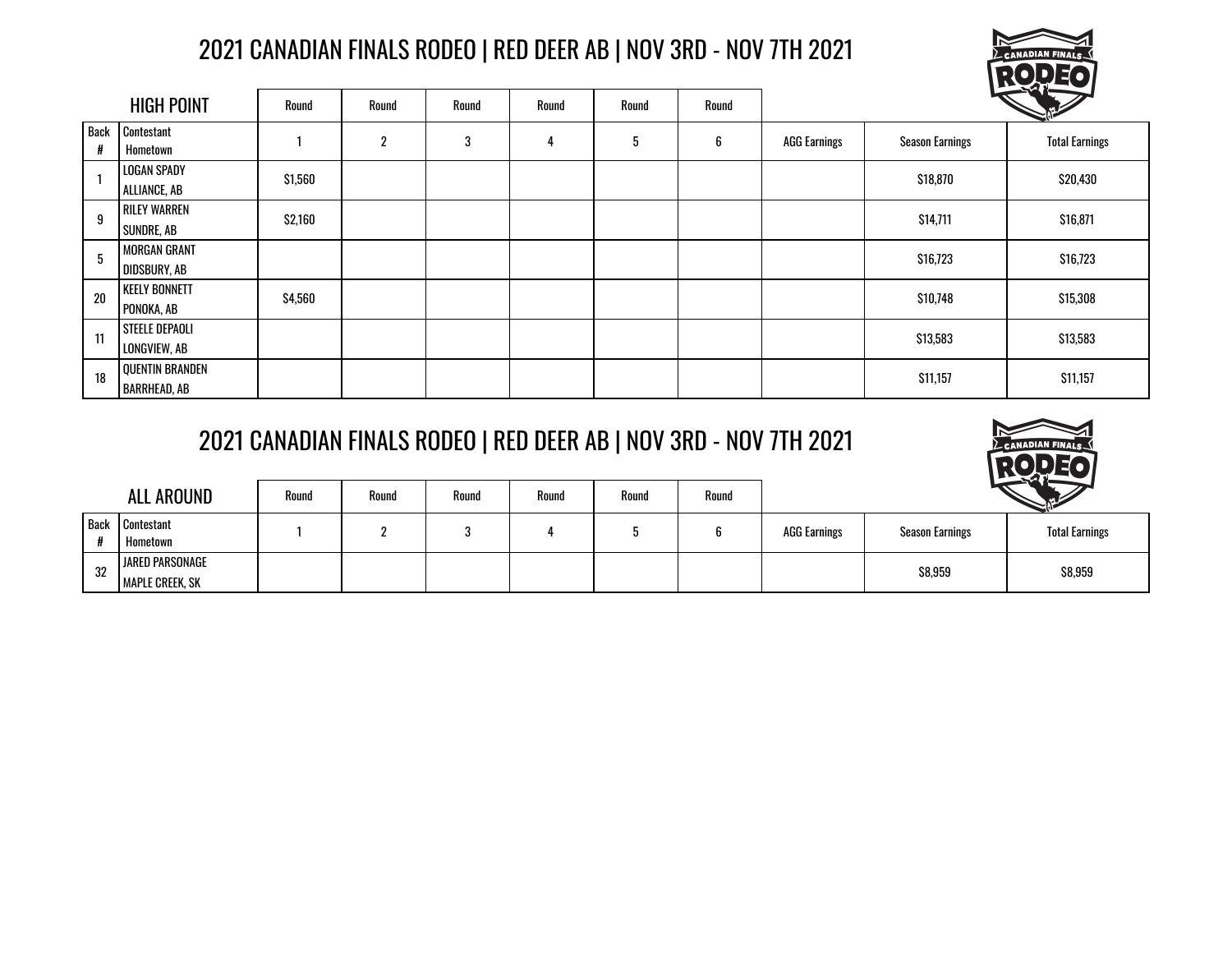## 2021 CANADIAN FINALS RODEO | RED DEER AB | NOV 3RD - NOV 7TH 2021

### HIGH POINT

| Back # | Contestant Hometown | Round 1 | Round 2 | Round 3 | Round 4 | Round 5 | Round 6 | AGG Earnings | Season Earnings | Total Earnings |
|---|---|---|---|---|---|---|---|---|---|---|
| 1 | LOGAN SPADY ALLIANCE, AB | $1,560 | | | | | | | $18,870 | $20,430 |
| 9 | RILEY WARREN SUNDRE, AB | $2,160 | | | | | | | $14,711 | $16,871 |
| 5 | MORGAN GRANT DIDSBURY, AB | | | | | | | | $16,723 | $16,723 |
| 20 | KEELY BONNETT PONOKA, AB | $4,560 | | | | | | | $10,748 | $15,308 |
| 11 | STEELE DEPAOLI LONGVIEW, AB | | | | | | | | $13,583 | $13,583 |
| 18 | QUENTIN BRANDEN BARRHEAD, AB | | | | | | | | $11,157 | $11,157 |

## 2021 CANADIAN FINALS RODEO | RED DEER AB | NOV 3RD - NOV 7TH 2021

### ALL AROUND

| Back # | Contestant Hometown | Round 1 | Round 2 | Round 3 | Round 4 | Round 5 | Round 6 | AGG Earnings | Season Earnings | Total Earnings |
|---|---|---|---|---|---|---|---|---|---|---|
| 32 | JARED PARSONAGE MAPLE CREEK, SK | | | | | | | | $8,959 | $8,959 |